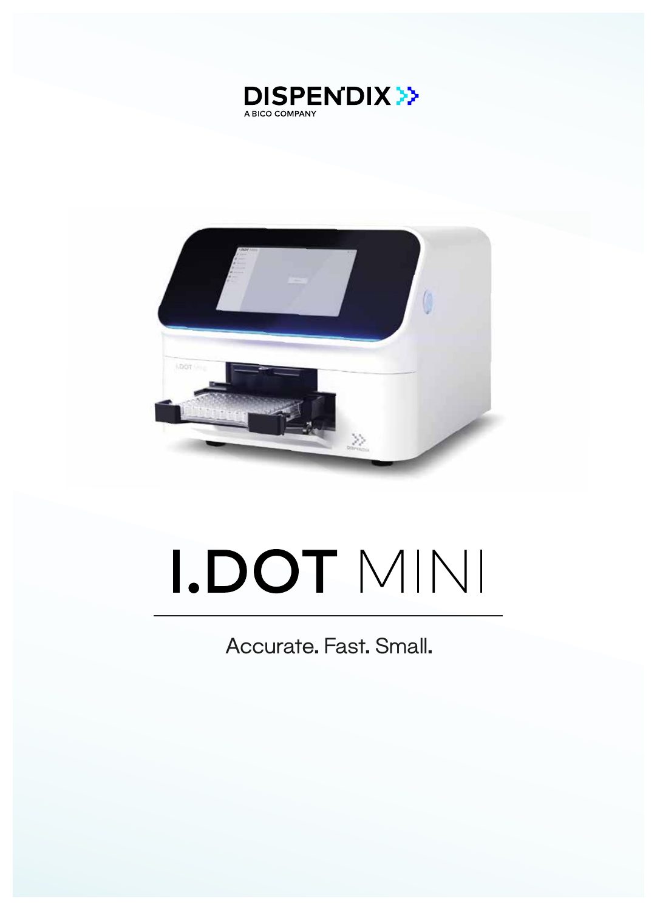DISPENDIX
A BICO COMPANY

# I.DOT MINI

Accurate. Fast. Small.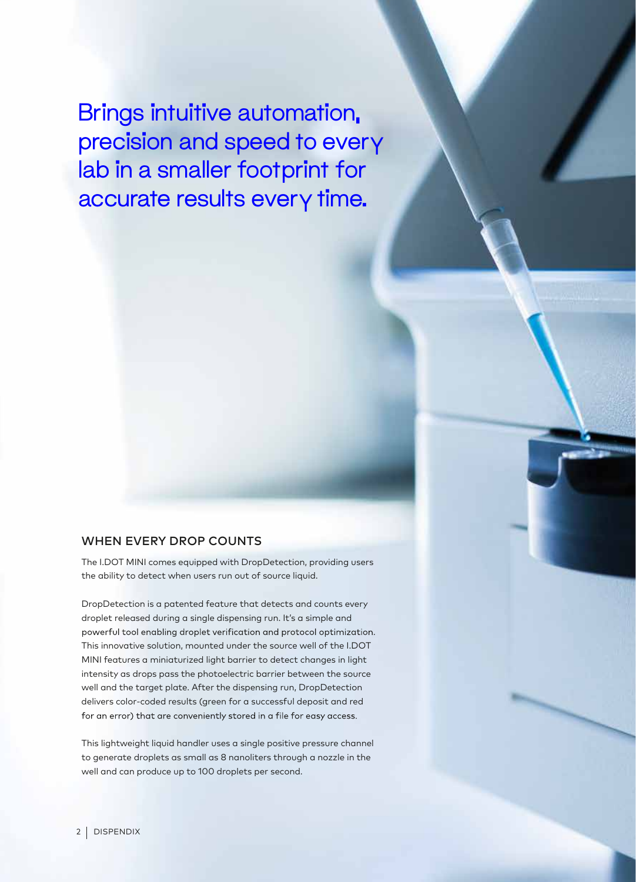# Brings intuitive automation, precision and speed to every lab in a smaller footprint for accurate results every time.

## WHEN EVERY DROP COUNTS

The I.DOT MINI comes equipped with DropDetection, providing users the ability to detect when users run out of source liquid.

DropDetection is a patented feature that detects and counts every droplet released during a single dispensing run. It's a simple and powerful tool enabling droplet verification and protocol optimization. This innovative solution, mounted under the source well of the I.DOT MINI features a miniaturized light barrier to detect changes in light intensity as drops pass the photoelectric barrier between the source well and the target plate. After the dispensing run, DropDetection delivers color-coded results (green for a successful deposit and red for an error) that are conveniently stored in a file for easy access.

This lightweight liquid handler uses a single positive pressure channel to generate droplets as small as 8 nanoliters through a nozzle in the well and can produce up to 100 droplets per second.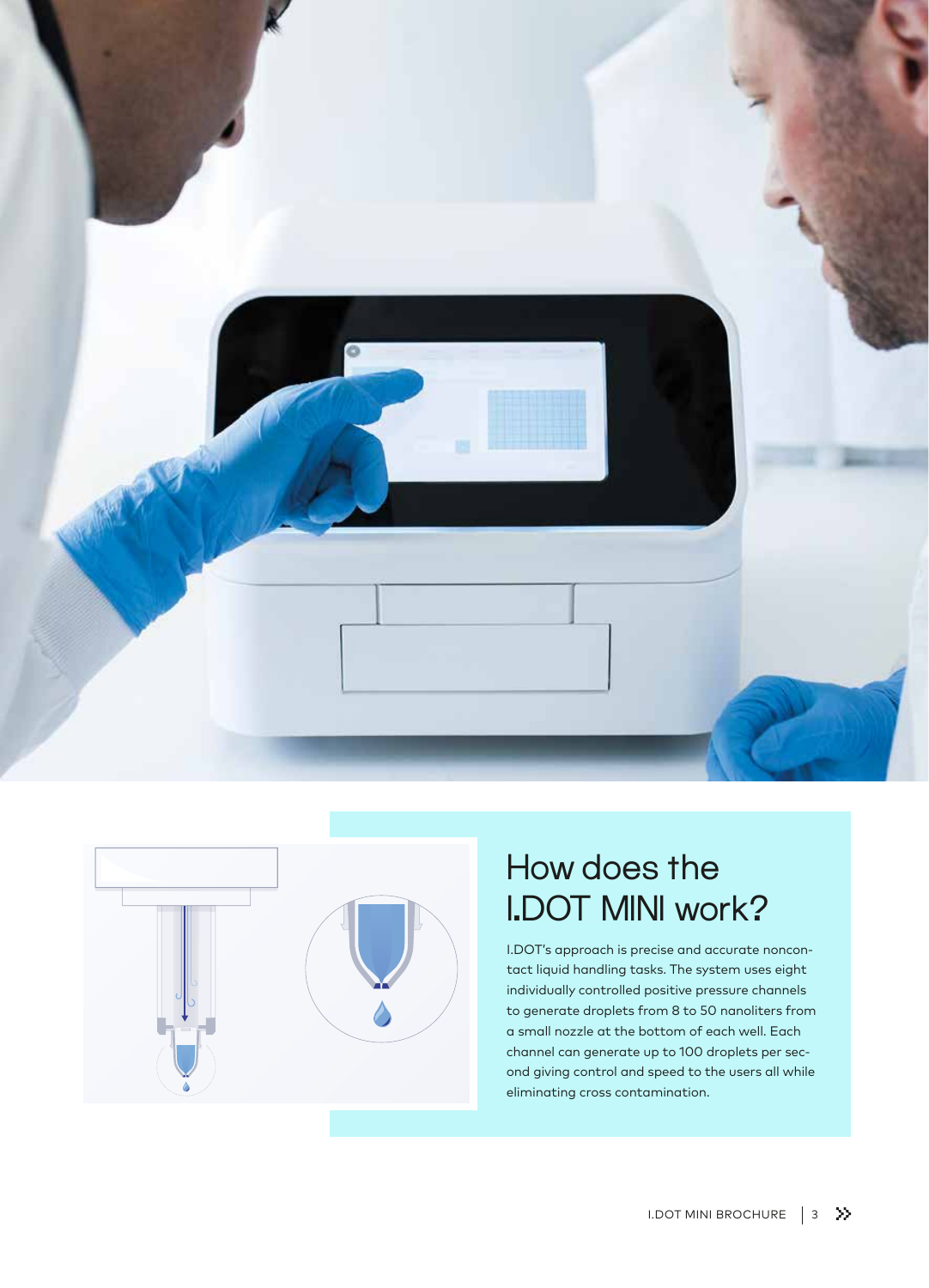# How does the I.DOT MINI work?

I.DOT's approach is precise and accurate noncontact liquid handling tasks. The system uses eight individually controlled positive pressure channels to generate droplets from 8 to 50 nanoliters from a small nozzle at the bottom of each well. Each channel can generate up to 100 droplets per second giving control and speed to the users all while eliminating cross contamination.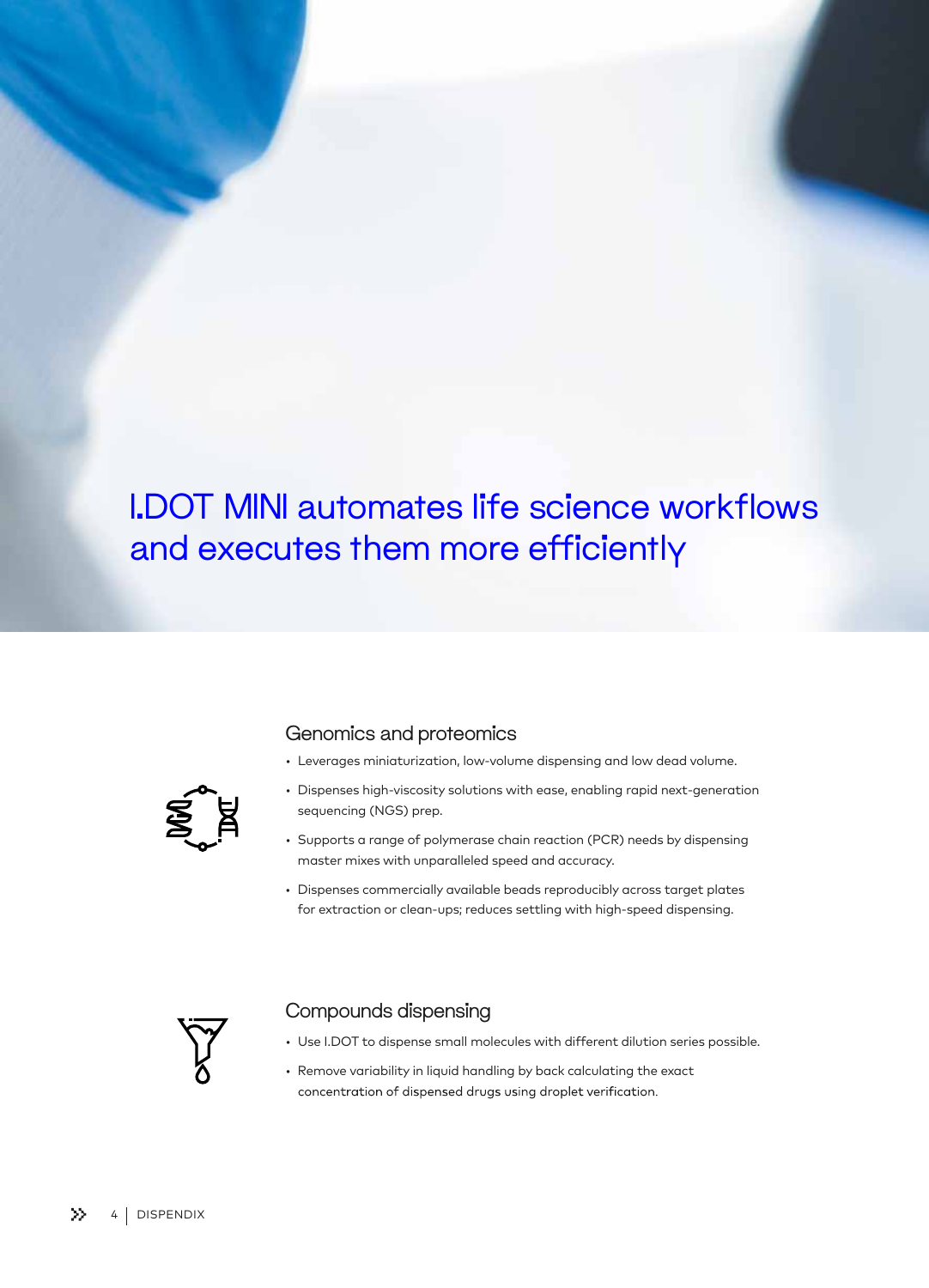# I.DOT MINI automates life science workflows and executes them more efficiently

## Genomics and proteomics

- Leverages miniaturization, low-volume dispensing and low dead volume.
- Dispenses high-viscosity solutions with ease, enabling rapid next-generation sequencing (NGS) prep.
- Supports a range of polymerase chain reaction (PCR) needs by dispensing master mixes with unparalleled speed and accuracy.
- Dispenses commercially available beads reproducibly across target plates for extraction or clean-ups; reduces settling with high-speed dispensing.

## Compounds dispensing

- Use I.DOT to dispense small molecules with different dilution series possible.
- Remove variability in liquid handling by back calculating the exact concentration of dispensed drugs using droplet verification.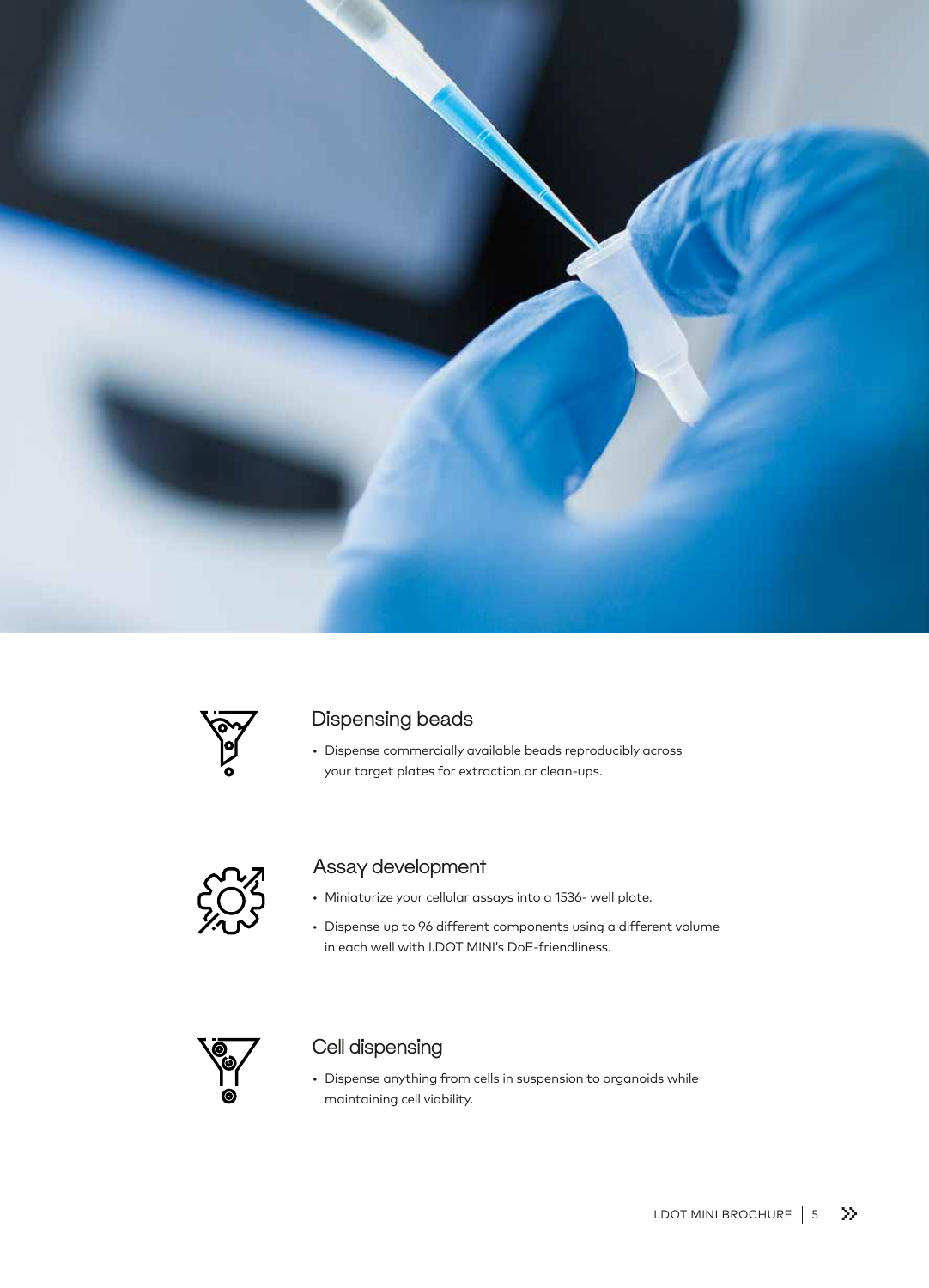## Dispensing beads

- Dispense commercially available beads reproducibly across your target plates for extraction or clean-ups.

## Assay development

- Miniaturize your cellular assays into a 1536- well plate.
- Dispense up to 96 different components using a different volume in each well with I.DOT MINI's DoE-friendliness.

## Cell dispensing

- Dispense anything from cells in suspension to organoids while maintaining cell viability.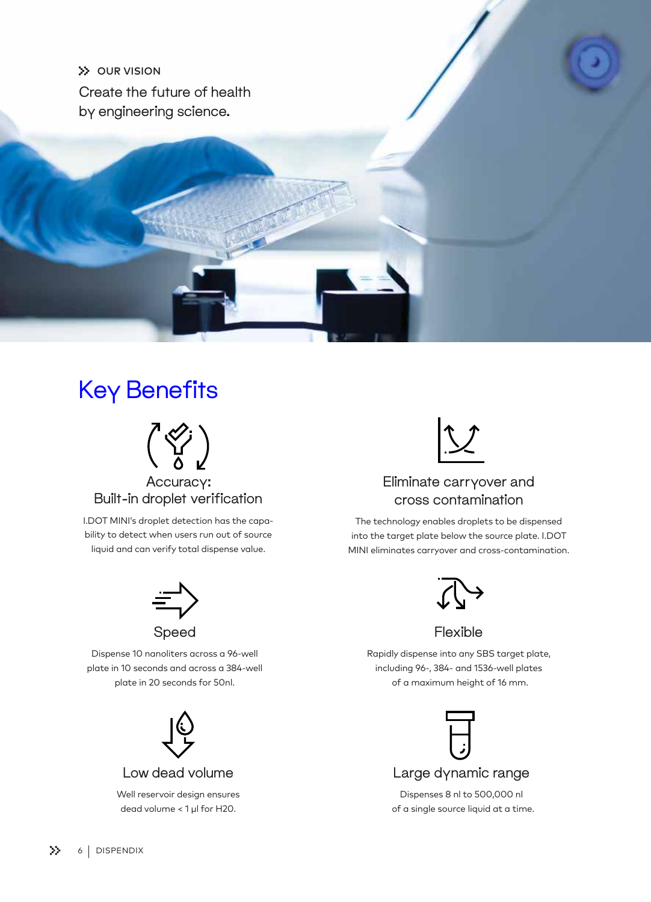OUR VISION

Create the future of health by engineering science.

# Key Benefits

### Accuracy: Built-in droplet verification

I.DOT MINI's droplet detection has the capability to detect when users run out of source liquid and can verify total dispense value.

### Eliminate carryover and cross contamination

The technology enables droplets to be dispensed into the target plate below the source plate. I.DOT MINI eliminates carryover and cross-contamination.

### Speed

Dispense 10 nanoliters across a 96-well plate in 10 seconds and across a 384-well plate in 20 seconds for 50nl.

### Flexible

Rapidly dispense into any SBS target plate, including 96-, 384- and 1536-well plates of a maximum height of 16 mm.

### Low dead volume

Well reservoir design ensures dead volume < 1 µl for H2O.

### Large dynamic range

Dispenses 8 nl to 500,000 nl of a single source liquid at a time.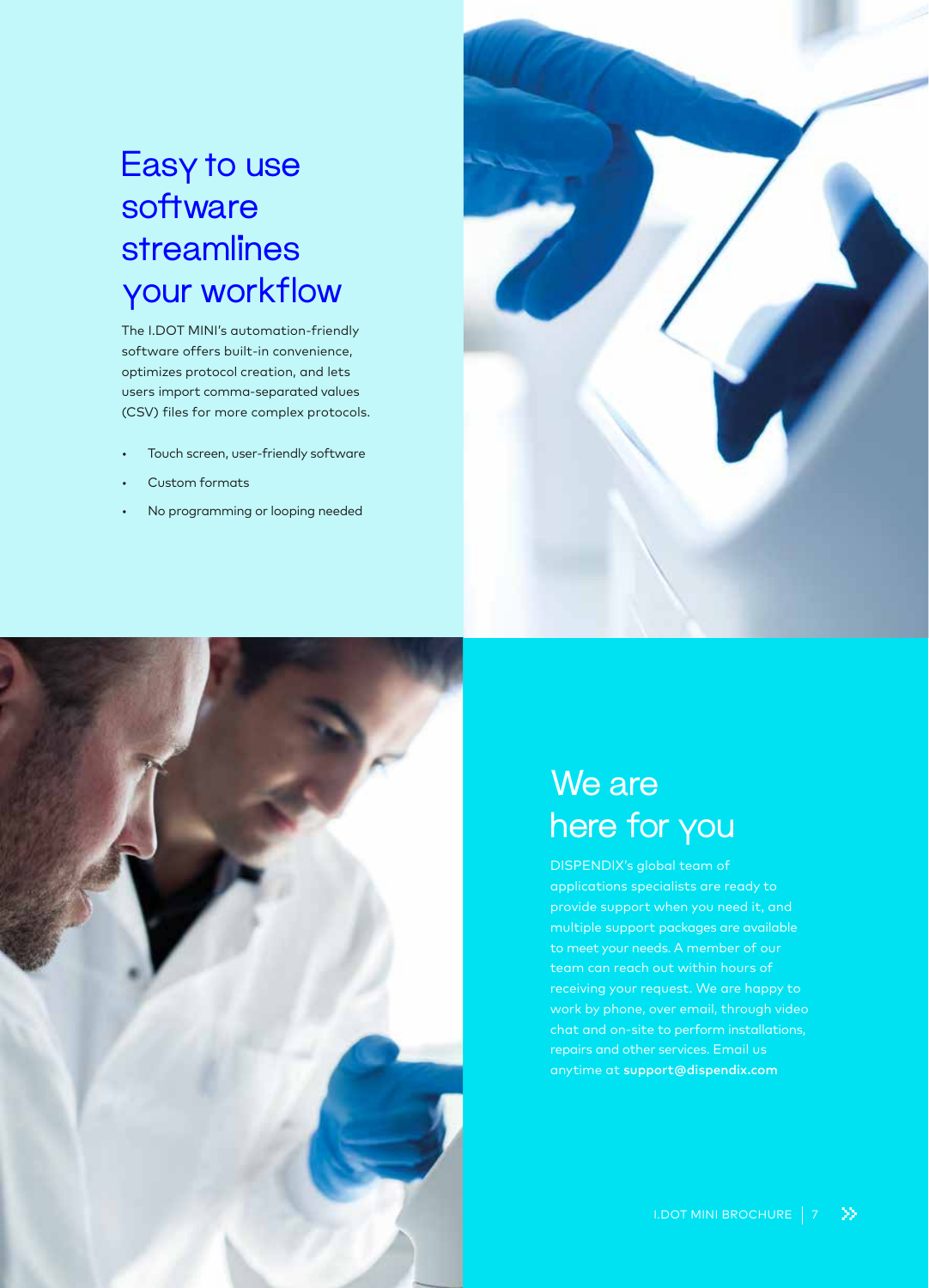# Easy to use software streamlines your workflow

The I.DOT MINI's automation-friendly software offers built-in convenience, optimizes protocol creation, and lets users import comma-separated values (CSV) files for more complex protocols.

- Touch screen, user-friendly software
- Custom formats
- No programming or looping needed

# We are here for you

DISPENDIX's global team of applications specialists are ready to provide support when you need it, and multiple support packages are available to meet your needs. A member of our team can reach out within hours of receiving your request. We are happy to work by phone, over email, through video chat and on-site to perform installations, repairs and other services. Email us anytime at **support@dispendix.com**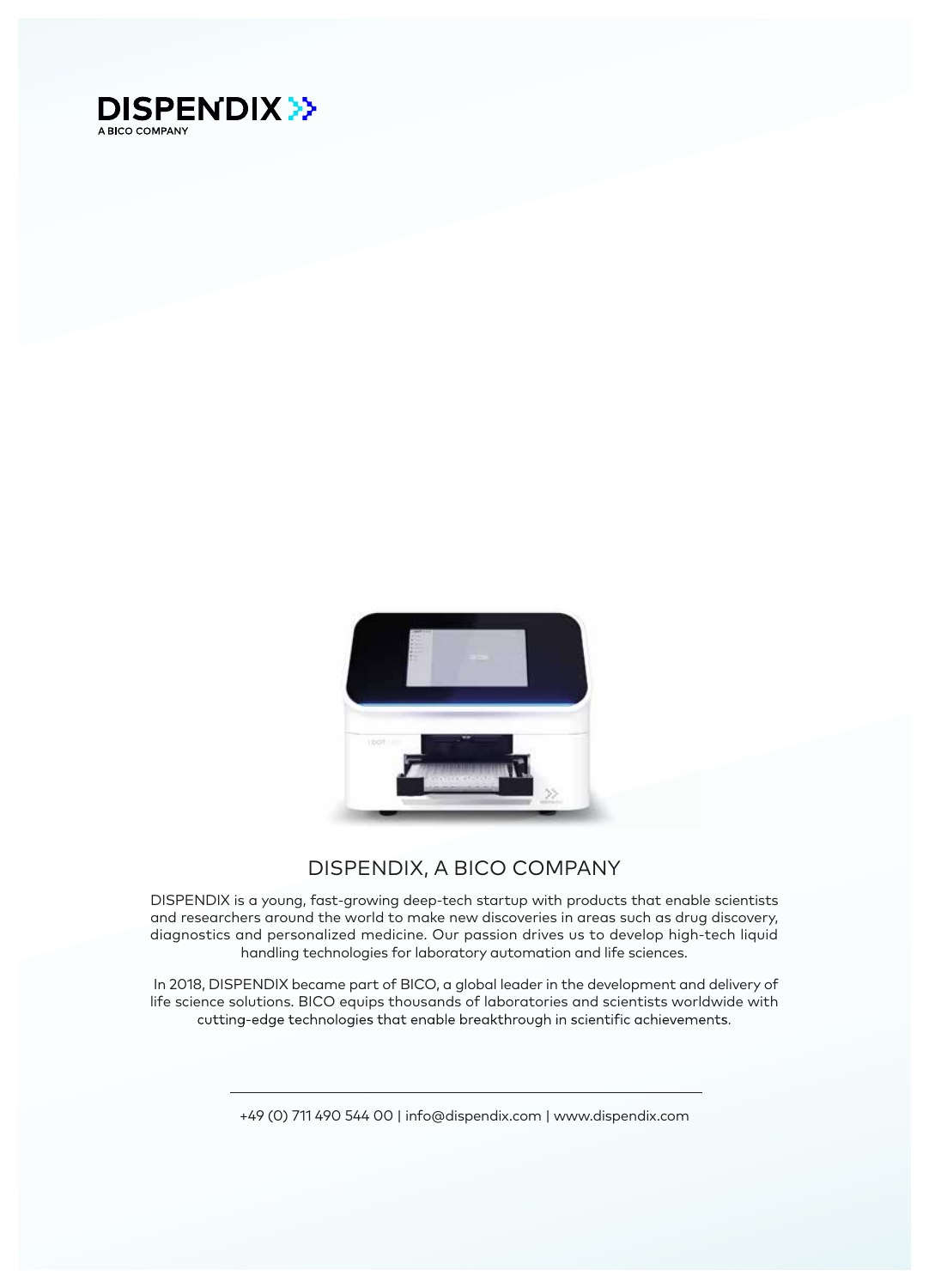DISPENDIX

A BICO COMPANY

## DISPENDIX, A BICO COMPANY

DISPENDIX is a young, fast-growing deep-tech startup with products that enable scientists and researchers around the world to make new discoveries in areas such as drug discovery, diagnostics and personalized medicine. Our passion drives us to develop high-tech liquid handling technologies for laboratory automation and life sciences.

In 2018, DISPENDIX became part of BICO, a global leader in the development and delivery of life science solutions. BICO equips thousands of laboratories and scientists worldwide with cutting-edge technologies that enable breakthrough in scientific achievements.

+49 (0) 711 490 544 00 | info@dispendix.com | www.dispendix.com